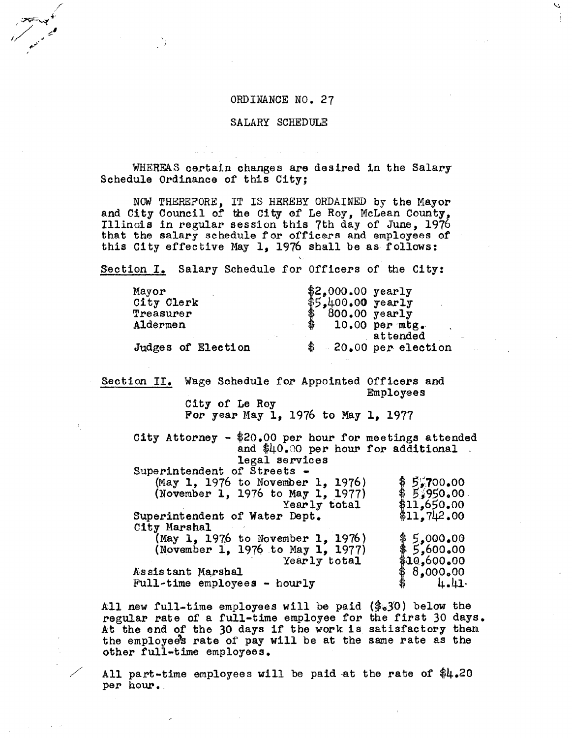# ORDINANCE NO. 27

## SALARY SCHEDULE

WHEREAS certain changes are desired in the Salary Schedule Ordinance of this City;

NOW THEREFORE, IT IS HEREBY ORDAINED by the Mayor and City Council of the City of Le Roy, McLean County, Illinois in regular session this 7th day of June, 1976 that the salary schedule for officers and employees of this City effective May 1, 1976 shall be as follows:

Section I. Salary Schedule for Officers of the City:

| | |
|---|---|
| Mayor | $2,000.00 yearly |
| City Clerk | $5,400.00 yearly |
| Treasurer | $ 800.00 yearly |
| Aldermen | $ 10.00 per mtg. attended |
| Judges of Election | $ 20.00 per election |

Section II. Wage Schedule for Appointed Officers and Employees
City of Le Roy
For year May 1, 1976 to May 1, 1977

City Attorney - $20.00 per hour for meetings attended and $40.00 per hour for additional legal services

| | |
|---|---|
| Superintendent of Streets - | |
| (May 1, 1976 to November 1, 1976) | $ 5,700.00 |
| (November 1, 1976 to May 1, 1977) | $ 5,950.00 |
| Yearly total | $11,650.00 |
| Superintendent of Water Dept. | $11,742.00 |
| City Marshal | |
| (May 1, 1976 to November 1, 1976) | $ 5,000.00 |
| (November 1, 1976 to May 1, 1977) | $ 5,600.00 |
| Yearly total | $10,600.00 |
| Assistant Marshal | $ 8,000.00 |
| Full-time employees - hourly | $ 4.41 |

All new full-time employees will be paid ($.30) below the regular rate of a full-time employee for the first 30 days. At the end of the 30 days if the work is satisfactory then the employee's rate of pay will be at the same rate as the other full-time employees.

All part-time employees will be paid at the rate of $4.20 per hour.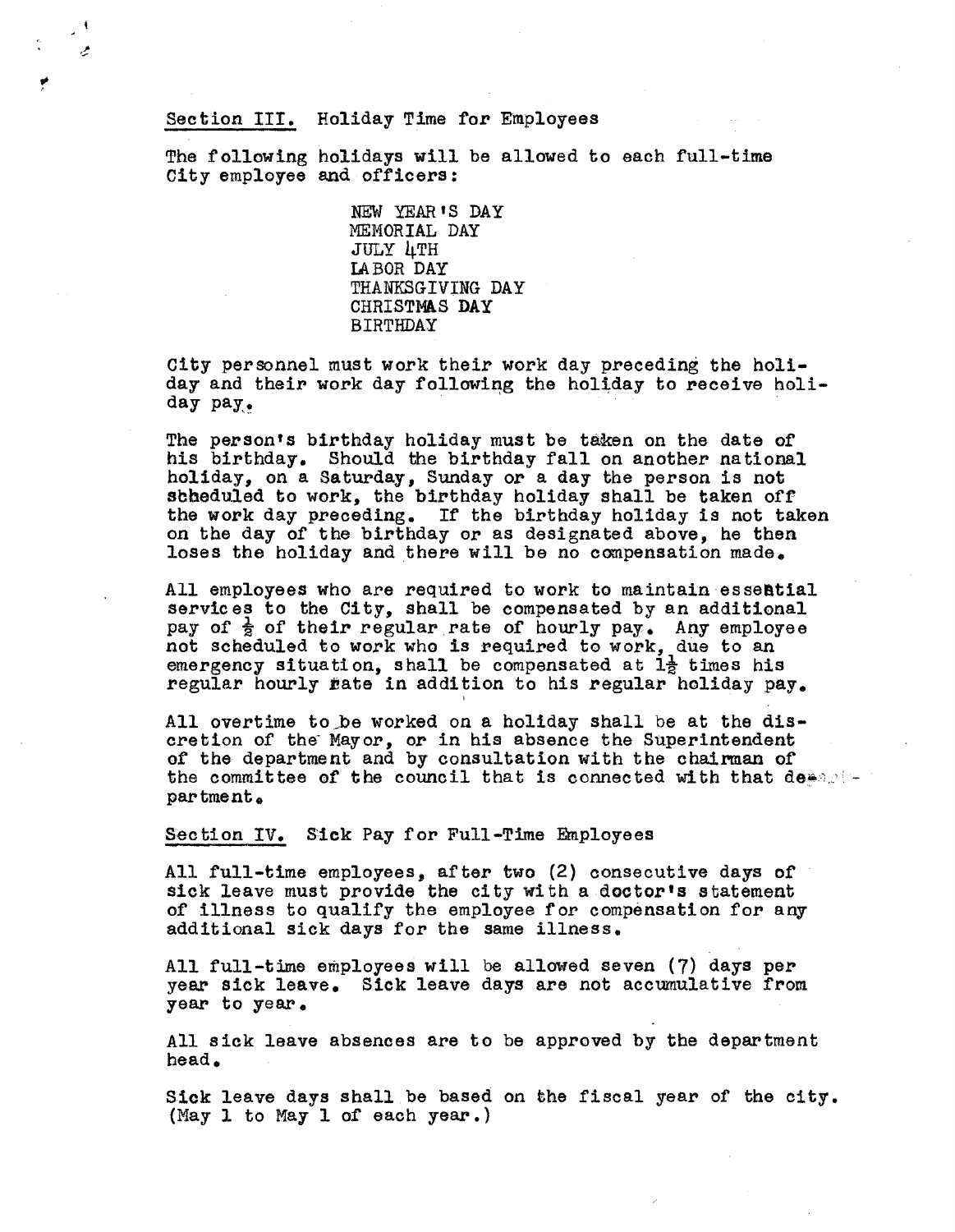Section III. Holiday Time for Employees

The following holidays will be allowed to each full-time City employee and officers:

NEW YEAR'S DAY
MEMORIAL DAY
JULY 4TH
LABOR DAY
THANKSGIVING DAY
CHRISTMAS DAY
BIRTHDAY

City personnel must work their work day preceding the holiday and their work day following the holiday to receive holiday pay.

The person's birthday holiday must be taken on the date of his birthday. Should the birthday fall on another national holiday, on a Saturday, Sunday or a day the person is not scheduled to work, the birthday holiday shall be taken off the work day preceding. If the birthday holiday is not taken on the day of the birthday or as designated above, he then loses the holiday and there will be no compensation made.

All employees who are required to work to maintain essential services to the City, shall be compensated by an additional pay of ½ of their regular rate of hourly pay. Any employee not scheduled to work who is required to work, due to an emergency situation, shall be compensated at 1½ times his regular hourly rate in addition to his regular holiday pay.

All overtime to be worked on a holiday shall be at the discretion of the Mayor, or in his absence the Superintendent of the department and by consultation with the chairman of the committee of the council that is connected with that department.

Section IV. Sick Pay for Full-Time Employees

All full-time employees, after two (2) consecutive days of sick leave must provide the city with a doctor's statement of illness to qualify the employee for compensation for any additional sick days for the same illness.

All full-time employees will be allowed seven (7) days per year sick leave. Sick leave days are not accumulative from year to year.

All sick leave absences are to be approved by the department head.

Sick leave days shall be based on the fiscal year of the city. (May 1 to May 1 of each year.)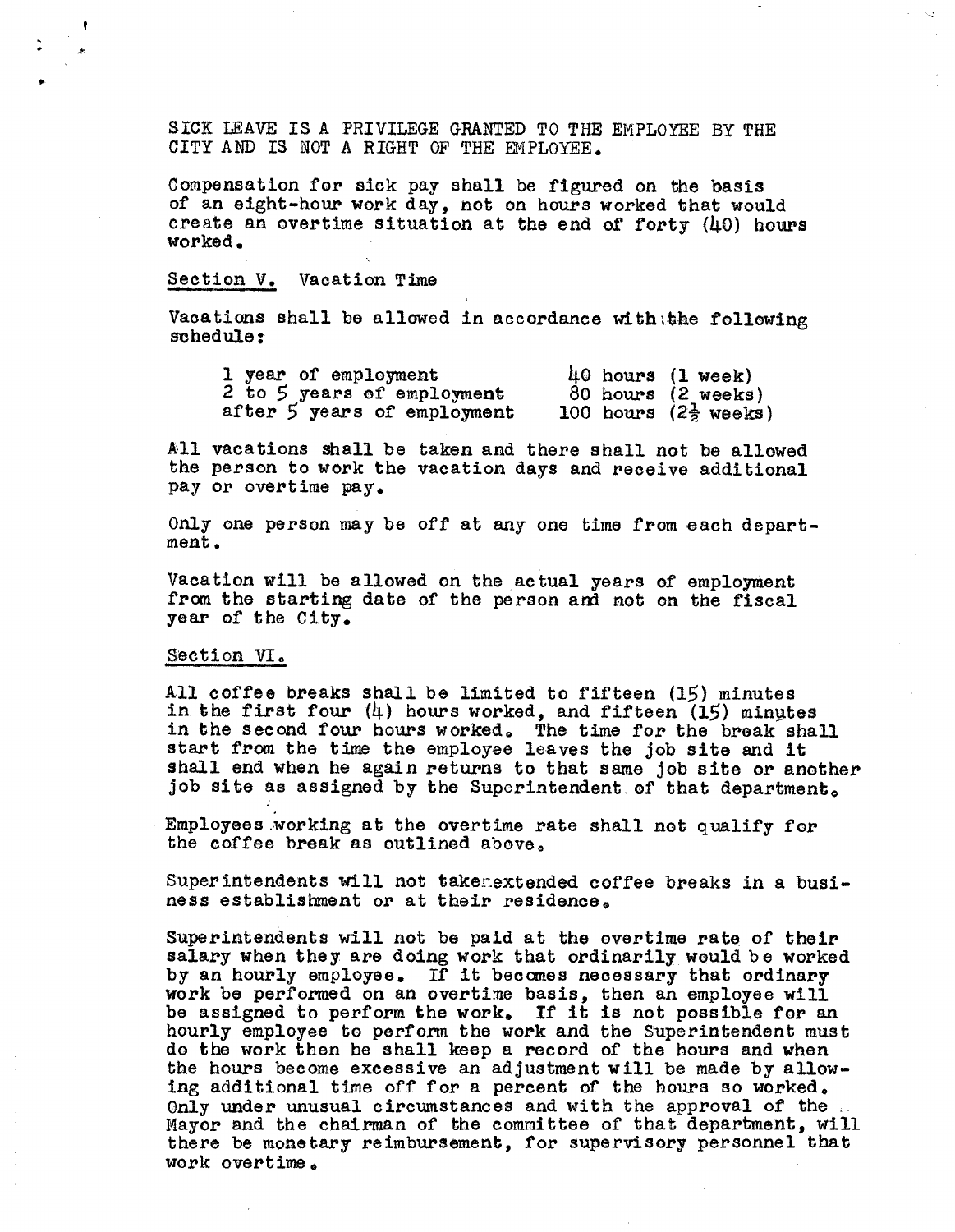SICK LEAVE IS A PRIVILEGE GRANTED TO THE EMPLOYEE BY THE CITY AND IS NOT A RIGHT OF THE EMPLOYEE.

Compensation for sick pay shall be figured on the basis of an eight-hour work day, not on hours worked that would create an overtime situation at the end of forty (40) hours worked.

## Section V. Vacation Time

Vacations shall be allowed in accordance with the following schedule:

| | |
|---|---|
| 1 year of employment | 40 hours (1 week) |
| 2 to 5 years of employment | 80 hours (2 weeks) |
| after 5 years of employment | 100 hours (2½ weeks) |

All vacations shall be taken and there shall not be allowed the person to work the vacation days and receive additional pay or overtime pay.

Only one person may be off at any one time from each department.

Vacation will be allowed on the actual years of employment from the starting date of the person and not on the fiscal year of the City.

## Section VI.

All coffee breaks shall be limited to fifteen (15) minutes in the first four (4) hours worked, and fifteen (15) minutes in the second four hours worked. The time for the break shall start from the time the employee leaves the job site and it shall end when he again returns to that same job site or another job site as assigned by the Superintendent of that department.

Employees working at the overtime rate shall not qualify for the coffee break as outlined above.

Superintendents will not take extended coffee breaks in a business establishment or at their residence.

Superintendents will not be paid at the overtime rate of their salary when they are doing work that ordinarily would be worked by an hourly employee. If it becomes necessary that ordinary work be performed on an overtime basis, then an employee will be assigned to perform the work. If it is not possible for an hourly employee to perform the work and the Superintendent must do the work then he shall keep a record of the hours and when the hours become excessive an adjustment will be made by allowing additional time off for a percent of the hours so worked. Only under unusual circumstances and with the approval of the Mayor and the chairman of the committee of that department, will there be monetary reimbursement, for supervisory personnel that work overtime.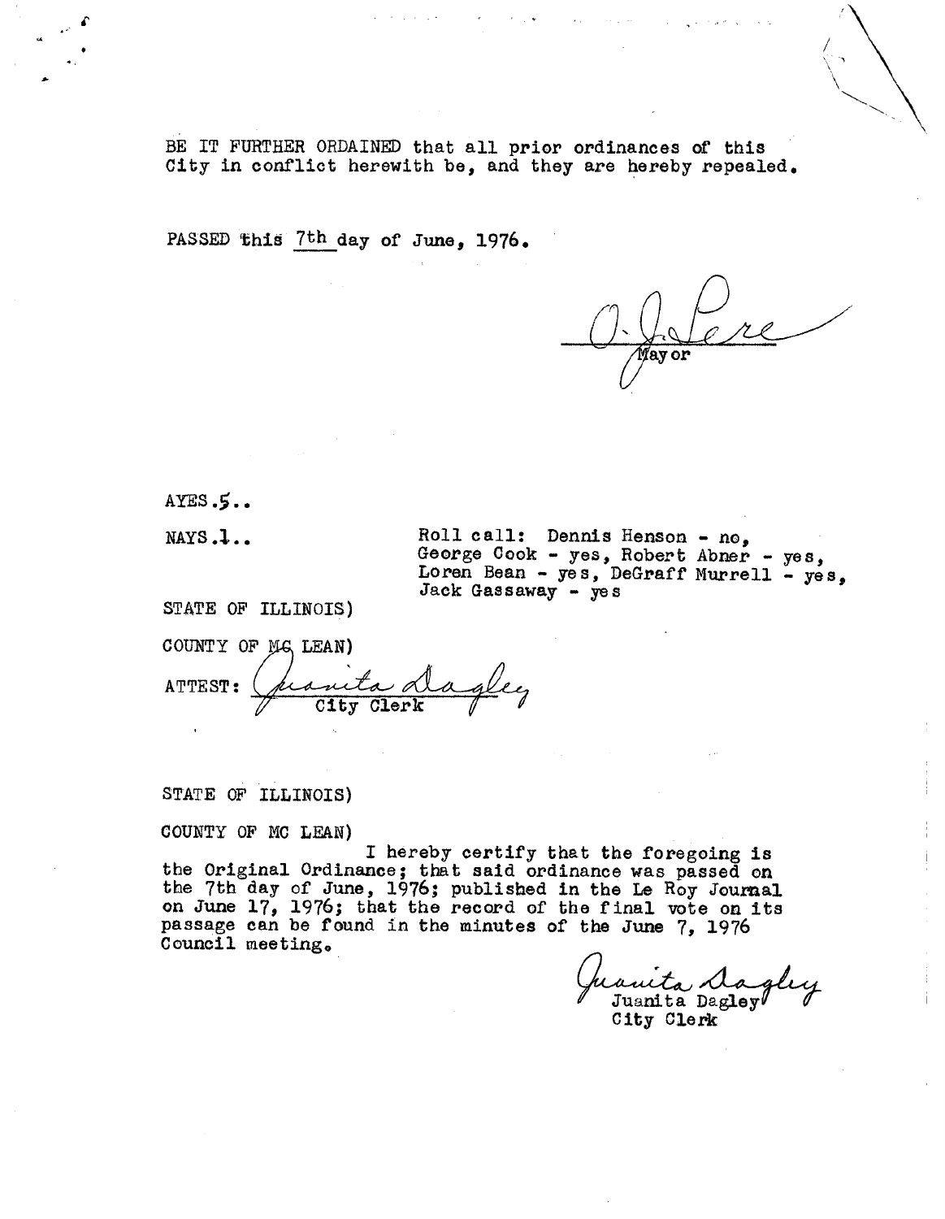BE IT FURTHER ORDAINED that all prior ordinances of this City in conflict herewith be, and they are hereby repealed.

PASSED this 7th day of June, 1976.

O. J. Pere
Mayor

AYES .5..

NAYS .1..

Roll call: Dennis Henson - no, George Cook - yes, Robert Abner - yes, Loren Bean - yes, DeGraff Murrell - yes, Jack Gassaway - yes

STATE OF ILLINOIS)

COUNTY OF MC LEAN)

ATTEST: Juanita Dagley
City Clerk

STATE OF ILLINOIS)

COUNTY OF MC LEAN)

I hereby certify that the foregoing is the Original Ordinance; that said ordinance was passed on the 7th day of June, 1976; published in the Le Roy Journal on June 17, 1976; that the record of the final vote on its passage can be found in the minutes of the June 7, 1976 Council meeting.

Juanita Dagley
Juanita Dagley
City Clerk